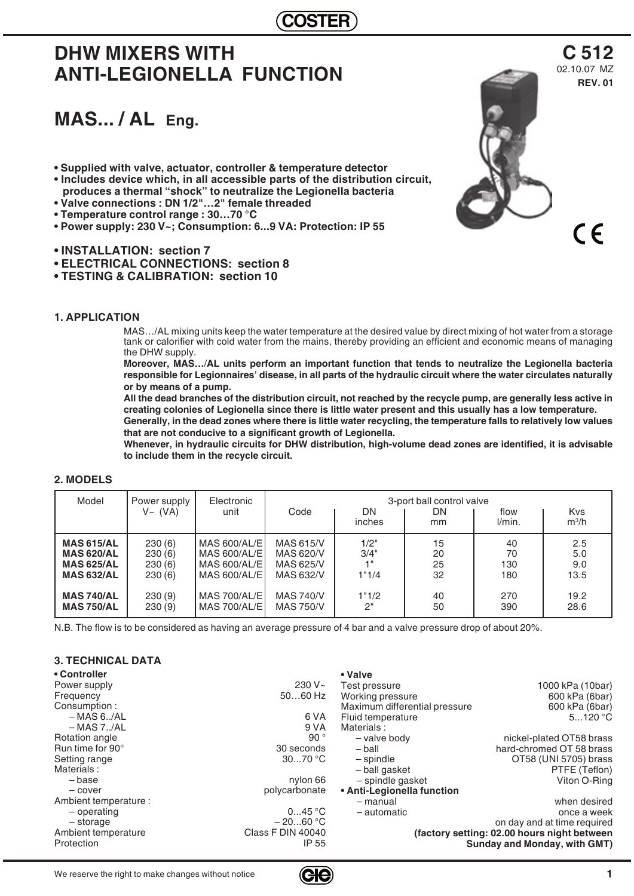# DHW MIXERS WITH ANTI-LEGIONELLA FUNCTION

**C 512**
02.10.07 MZ
**REV. 01**

## MAS... / AL Eng.

- **Supplied with valve, actuator, controller & temperature detector**
- **Includes device which, in all accessible parts of the distribution circuit, produces a thermal "shock" to neutralize the Legionella bacteria**
- **Valve connections : DN 1/2"…2" female threaded**
- **Temperature control range : 30…70 °C**
- **Power supply: 230 V~; Consumption: 6...9 VA: Protection: IP 55**

- **INSTALLATION: section 7**
- **ELECTRICAL CONNECTIONS: section 8**
- **TESTING & CALIBRATION: section 10**

### 1. APPLICATION

MAS…/AL mixing units keep the water temperature at the desired value by direct mixing of hot water from a storage tank or calorifier with cold water from the mains, thereby providing an efficient and economic means of managing the DHW supply.

**Moreover, MAS…/AL units perform an important function that tends to neutralize the Legionella bacteria responsible for Legionnaires' disease, in all parts of the hydraulic circuit where the water circulates naturally or by means of a pump.**

**All the dead branches of the distribution circuit, not reached by the recycle pump, are generally less active in creating colonies of Legionella since there is little water present and this usually has a low temperature.**

**Generally, in the dead zones where there is little water recycling, the temperature falls to relatively low values that are not conducive to a significant growth of Legionella.**

**Whenever, in hydraulic circuits for DHW distribution, high-volume dead zones are identified, it is advisable to include them in the recycle circuit.**

### 2. MODELS

| Model | Power supply V~ (VA) | Electronic unit | 3-port ball control valve | | | | |
|---|---|---|---|---|---|---|---|
| | | | Code | DN inches | DN mm | flow l/min. | Kvs m³/h |
| **MAS 615/AL** | 230 (6) | MAS 600/AL/E | MAS 615/V | 1/2" | 15 | 40 | 2.5 |
| **MAS 620/AL** | 230 (6) | MAS 600/AL/E | MAS 620/V | 3/4" | 20 | 70 | 5.0 |
| **MAS 625/AL** | 230 (6) | MAS 600/AL/E | MAS 625/V | 1" | 25 | 130 | 9.0 |
| **MAS 632/AL** | 230 (6) | MAS 600/AL/E | MAS 632/V | 1"1/4 | 32 | 180 | 13.5 |
| **MAS 740/AL** | 230 (9) | MAS 700/AL/E | MAS 740/V | 1"1/2 | 40 | 270 | 19.2 |
| **MAS 750/AL** | 230 (9) | MAS 700/AL/E | MAS 750/V | 2" | 50 | 390 | 28.6 |

N.B. The flow is to be considered as having an average pressure of 4 bar and a valve pressure drop of about 20%.

### 3. TECHNICAL DATA

**• Controller**

| | |
|---|---|
| Power supply | 230 V~ |
| Frequency | 50…60 Hz |
| Consumption : | |
| – MAS 6../AL | 6 VA |
| – MAS 7../AL | 9 VA |
| Rotation angle | 90 ° |
| Run time for 90° | 30 seconds |
| Setting range | 30...70 °C |
| Materials : | |
| – base | nylon 66 |
| – cover | polycarbonate |
| Ambient temperature : | |
| – operating | 0...45 °C |
| – storage | – 20...60 °C |
| Ambient temperature | Class F DIN 40040 |
| Protection | IP 55 |

**• Valve**

| | |
|---|---|
| Test pressure | 1000 kPa (10bar) |
| Working pressure | 600 kPa (6bar) |
| Maximum differential pressure | 600 kPa (6bar) |
| Fluid temperature | 5...120 °C |
| Materials : | |
| – valve body | nickel-plated OT58 brass |
| – ball | hard-chromed OT 58 brass |
| – spindle | OT58 (UNI 5705) brass |
| – ball gasket | PTFE (Teflon) |
| – spindle gasket | Viton O-Ring |

**• Anti-Legionella function**

| | |
|---|---|
| – manual | when desired |
| – automatic | once a week |
| | on day and at time required |

**(factory setting: 02.00 hours night between Sunday and Monday, with GMT)**

We reserve the right to make changes without notice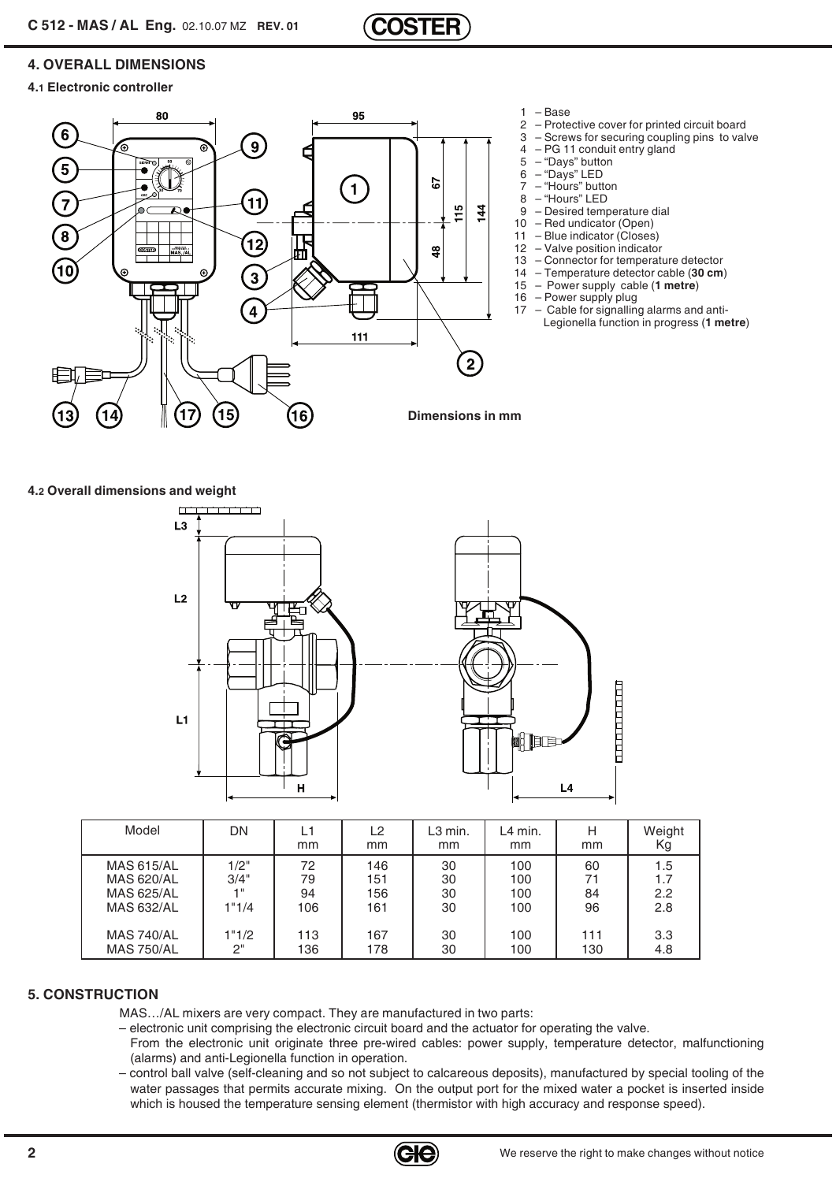## 4. OVERALL DIMENSIONS

### 4.1 Electronic controller

1 – Base
2 – Protective cover for printed circuit board
3 – Screws for securing coupling pins to valve
4 – PG 11 conduit entry gland
5 – "Days" button
6 – "Days" LED
7 – "Hours" button
8 – "Hours" LED
9 – Desired temperature dial
10 – Red undicator (Open)
11 – Blue indicator (Closes)
12 – Valve position indicator
13 – Connector for temperature detector
14 – Temperature detector cable (**30 cm**)
15 – Power supply cable (**1 metre**)
16 – Power supply plug
17 – Cable for signalling alarms and anti-Legionella function in progress (**1 metre**)

**Dimensions in mm**

### 4.2 Overall dimensions and weight

| Model | DN | L1 mm | L2 mm | L3 min. mm | L4 min. mm | H mm | Weight Kg |
|---|---|---|---|---|---|---|---|
| MAS 615/AL | 1/2" | 72 | 146 | 30 | 100 | 60 | 1.5 |
| MAS 620/AL | 3/4" | 79 | 151 | 30 | 100 | 71 | 1.7 |
| MAS 625/AL | 1" | 94 | 156 | 30 | 100 | 84 | 2.2 |
| MAS 632/AL | 1"1/4 | 106 | 161 | 30 | 100 | 96 | 2.8 |
| MAS 740/AL | 1"1/2 | 113 | 167 | 30 | 100 | 111 | 3.3 |
| MAS 750/AL | 2" | 136 | 178 | 30 | 100 | 130 | 4.8 |

## 5. CONSTRUCTION

MAS…/AL mixers are very compact. They are manufactured in two parts:

– electronic unit comprising the electronic circuit board and the actuator for operating the valve.
From the electronic unit originate three pre-wired cables: power supply, temperature detector, malfunctioning (alarms) and anti-Legionella function in operation.

– control ball valve (self-cleaning and so not subject to calcareous deposits), manufactured by special tooling of the water passages that permits accurate mixing. On the output port for the mixed water a pocket is inserted inside which is housed the temperature sensing element (thermistor with high accuracy and response speed).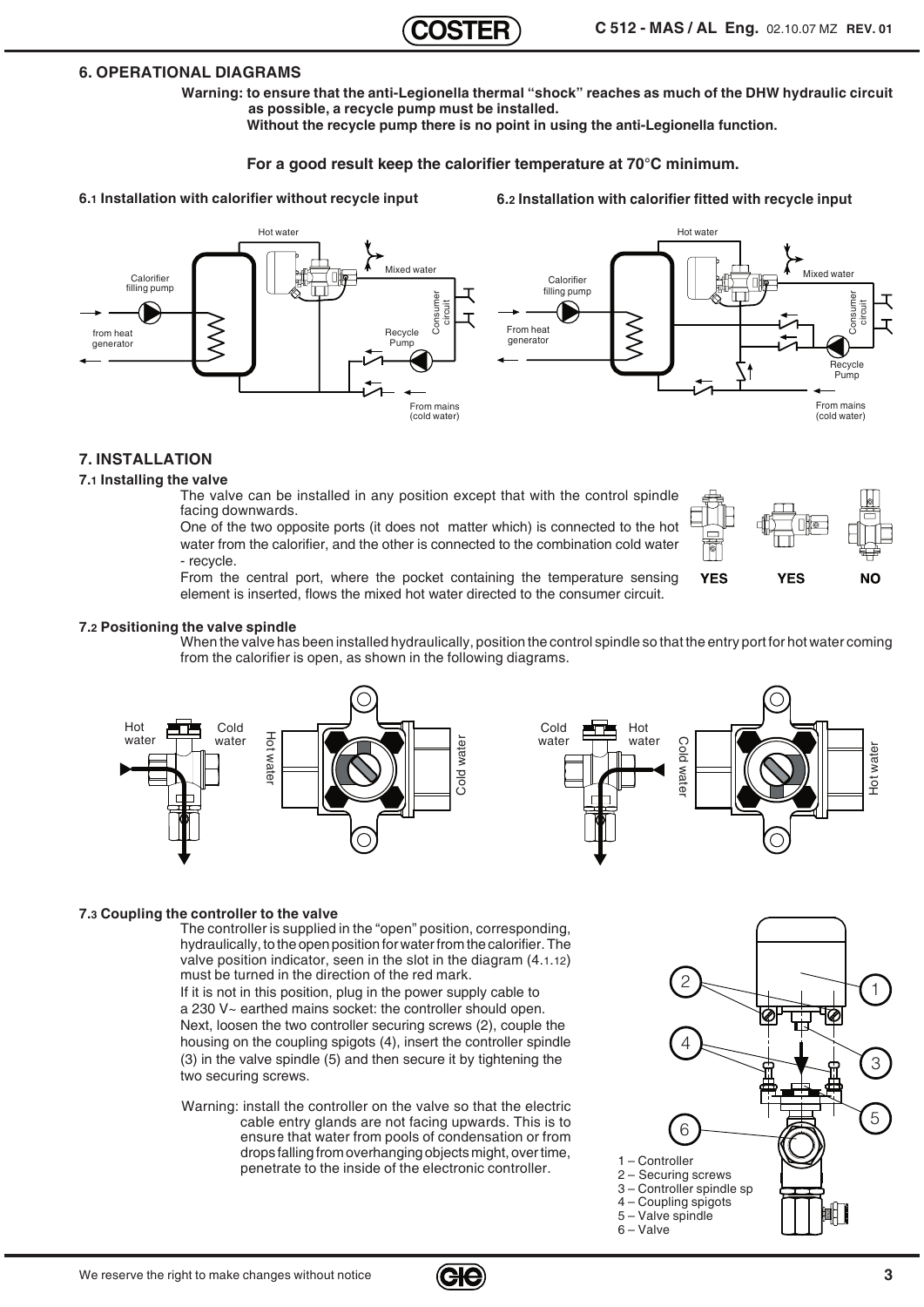## 6. OPERATIONAL DIAGRAMS

**Warning: to ensure that the anti-Legionella thermal "shock" reaches as much of the DHW hydraulic circuit as possible, a recycle pump must be installed.**
**Without the recycle pump there is no point in using the anti-Legionella function.**

**For a good result keep the calorifier temperature at 70°C minimum.**

**6.1 Installation with calorifier without recycle input**

**6.2 Installation with calorifier fitted with recycle input**

## 7. INSTALLATION

### 7.1 Installing the valve

The valve can be installed in any position except that with the control spindle facing downwards.

One of the two opposite ports (it does not matter which) is connected to the hot water from the calorifier, and the other is connected to the combination cold water - recycle.

From the central port, where the pocket containing the temperature sensing element is inserted, flows the mixed hot water directed to the consumer circuit.

### 7.2 Positioning the valve spindle

When the valve has been installed hydraulically, position the control spindle so that the entry port for hot water coming from the calorifier is open, as shown in the following diagrams.

### 7.3 Coupling the controller to the valve

The controller is supplied in the "open" position, corresponding, hydraulically, to the open position for water from the calorifier. The valve position indicator, seen in the slot in the diagram (4.1.12) must be turned in the direction of the red mark.

If it is not in this position, plug in the power supply cable to a 230 V~ earthed mains socket: the controller should open.

Next, loosen the two controller securing screws (2), couple the housing on the coupling spigots (4), insert the controller spindle (3) in the valve spindle (5) and then secure it by tightening the two securing screws.

Warning: install the controller on the valve so that the electric cable entry glands are not facing upwards. This is to ensure that water from pools of condensation or from drops falling from overhanging objects might, over time, penetrate to the inside of the electronic controller.

1 – Controller
2 – Securing screws
3 – Controller spindle sp
4 – Coupling spigots
5 – Valve spindle
6 – Valve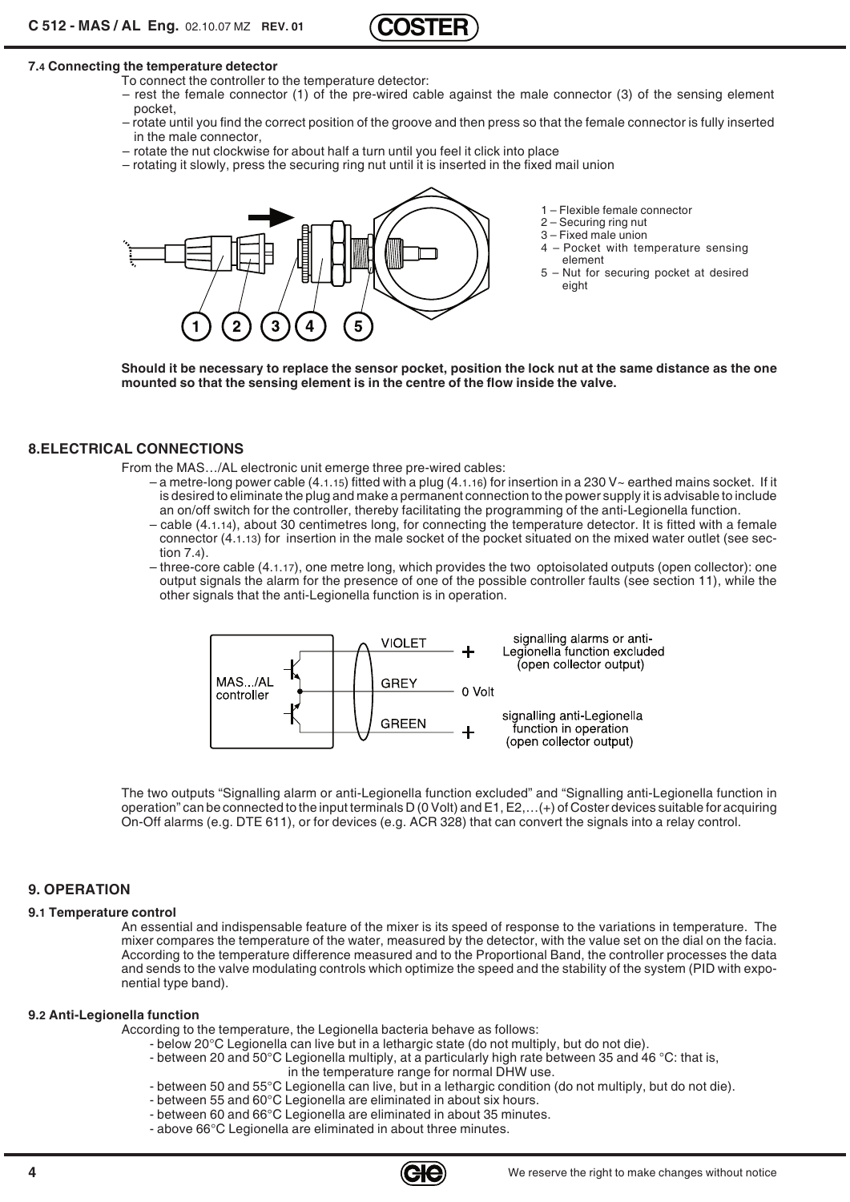### 7.4 Connecting the temperature detector

To connect the controller to the temperature detector:

- rest the female connector (1) of the pre-wired cable against the male connector (3) of the sensing element pocket,
- rotate until you find the correct position of the groove and then press so that the female connector is fully inserted in the male connector,
- rotate the nut clockwise for about half a turn until you feel it click into place
- rotating it slowly, press the securing ring nut until it is inserted in the fixed mail union

1 – Flexible female connector
2 – Securing ring nut
3 – Fixed male union
4 – Pocket with temperature sensing element
5 – Nut for securing pocket at desired eight

**Should it be necessary to replace the sensor pocket, position the lock nut at the same distance as the one mounted so that the sensing element is in the centre of the flow inside the valve.**

## 8. ELECTRICAL CONNECTIONS

From the MAS…/AL electronic unit emerge three pre-wired cables:

- a metre-long power cable (4.1.15) fitted with a plug (4.1.16) for insertion in a 230 V~ earthed mains socket. If it is desired to eliminate the plug and make a permanent connection to the power supply it is advisable to include an on/off switch for the controller, thereby facilitating the programming of the anti-Legionella function.
- cable (4.1.14), about 30 centimetres long, for connecting the temperature detector. It is fitted with a female connector (4.1.13) for insertion in the male socket of the pocket situated on the mixed water outlet (see section 7.4).
- three-core cable (4.1.17), one metre long, which provides the two optoisolated outputs (open collector): one output signals the alarm for the presence of one of the possible controller faults (see section 11), while the other signals that the anti-Legionella function is in operation.

MAS.../AL controller — VIOLET: + signalling alarms or anti-Legionella function excluded (open collector output); GREY: 0 Volt; GREEN: + signalling anti-Legionella function in operation (open collector output)

The two outputs "Signalling alarm or anti-Legionella function excluded" and "Signalling anti-Legionella function in operation" can be connected to the input terminals D (0 Volt) and E1, E2,…(+) of Coster devices suitable for acquiring On-Off alarms (e.g. DTE 611), or for devices (e.g. ACR 328) that can convert the signals into a relay control.

## 9. OPERATION

### 9.1 Temperature control

An essential and indispensable feature of the mixer is its speed of response to the variations in temperature. The mixer compares the temperature of the water, measured by the detector, with the value set on the dial on the facia. According to the temperature difference measured and to the Proportional Band, the controller processes the data and sends to the valve modulating controls which optimize the speed and the stability of the system (PID with exponential type band).

### 9.2 Anti-Legionella function

According to the temperature, the Legionella bacteria behave as follows:

- below 20°C Legionella can live but in a lethargic state (do not multiply, but do not die).
- between 20 and 50°C Legionella multiply, at a particularly high rate between 35 and 46 °C: that is, in the temperature range for normal DHW use.
- between 50 and 55°C Legionella can live, but in a lethargic condition (do not multiply, but do not die).
- between 55 and 60°C Legionella are eliminated in about six hours.
- between 60 and 66°C Legionella are eliminated in about 35 minutes.
- above 66°C Legionella are eliminated in about three minutes.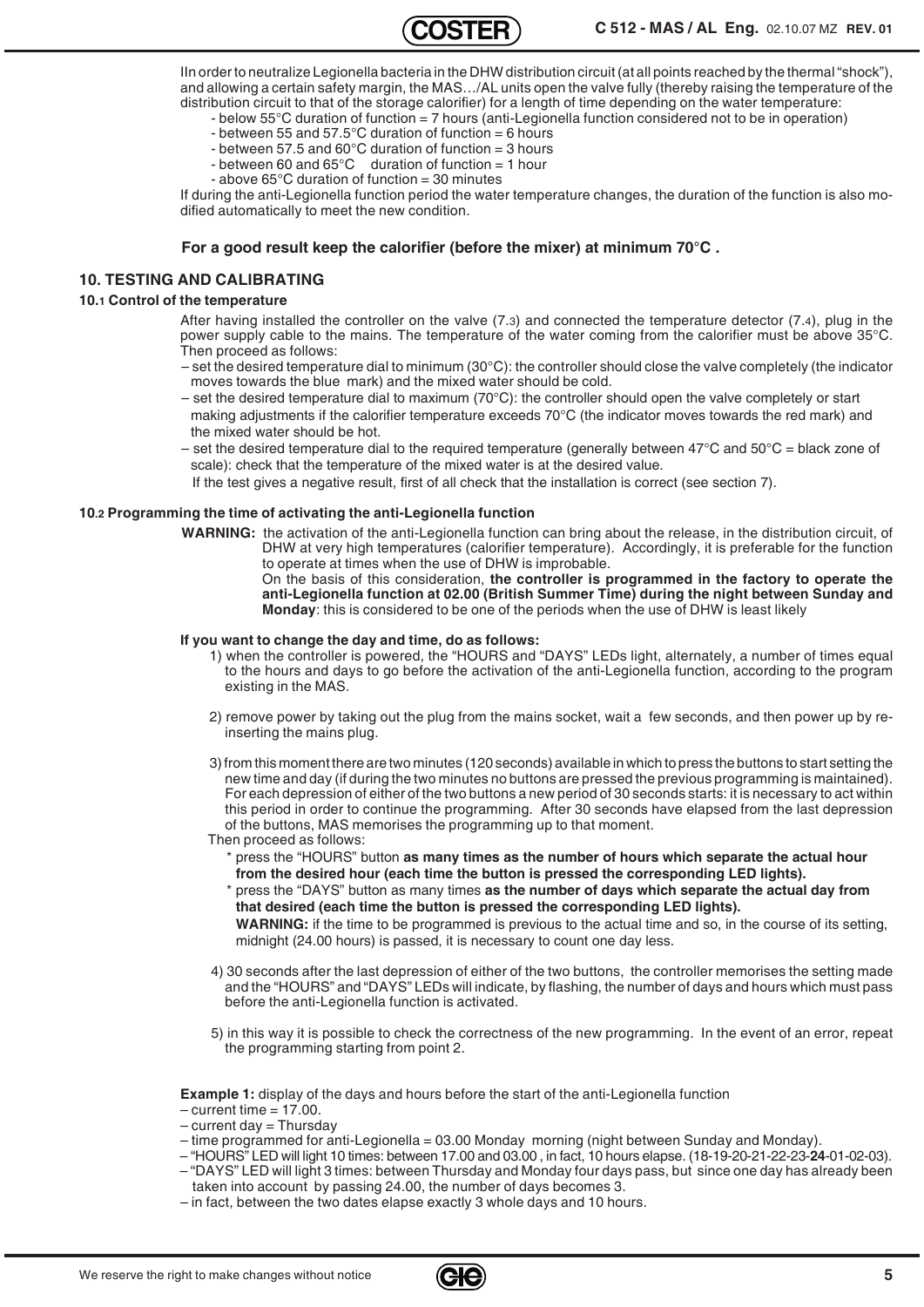IIn order to neutralize Legionella bacteria in the DHW distribution circuit (at all points reached by the thermal "shock"), and allowing a certain safety margin, the MAS…/AL units open the valve fully (thereby raising the temperature of the distribution circuit to that of the storage calorifier) for a length of time depending on the water temperature:

- below 55°C duration of function = 7 hours (anti-Legionella function considered not to be in operation)
- between 55 and 57.5°C duration of function = 6 hours
- between 57.5 and 60°C duration of function = 3 hours
- between 60 and 65°C duration of function = 1 hour
- above 65°C duration of function = 30 minutes

If during the anti-Legionella function period the water temperature changes, the duration of the function is also modified automatically to meet the new condition.

**For a good result keep the calorifier (before the mixer) at minimum 70°C .**

## 10. TESTING AND CALIBRATING

### 10.1 Control of the temperature

After having installed the controller on the valve (7.3) and connected the temperature detector (7.4), plug in the power supply cable to the mains. The temperature of the water coming from the calorifier must be above 35°C. Then proceed as follows:

– set the desired temperature dial to minimum (30°C): the controller should close the valve completely (the indicator moves towards the blue mark) and the mixed water should be cold.

– set the desired temperature dial to maximum (70°C): the controller should open the valve completely or start making adjustments if the calorifier temperature exceeds 70°C (the indicator moves towards the red mark) and the mixed water should be hot.

– set the desired temperature dial to the required temperature (generally between 47°C and 50°C = black zone of scale): check that the temperature of the mixed water is at the desired value.

If the test gives a negative result, first of all check that the installation is correct (see section 7).

### 10.2 Programming the time of activating the anti-Legionella function

**WARNING:** the activation of the anti-Legionella function can bring about the release, in the distribution circuit, of DHW at very high temperatures (calorifier temperature). Accordingly, it is preferable for the function to operate at times when the use of DHW is improbable.
On the basis of this consideration, **the controller is programmed in the factory to operate the anti-Legionella function at 02.00 (British Summer Time) during the night between Sunday and Monday**: this is considered to be one of the periods when the use of DHW is least likely

**If you want to change the day and time, do as follows:**

1) when the controller is powered, the "HOURS and "DAYS" LEDs light, alternately, a number of times equal to the hours and days to go before the activation of the anti-Legionella function, according to the program existing in the MAS.

2) remove power by taking out the plug from the mains socket, wait a few seconds, and then power up by re-inserting the mains plug.

3) from this moment there are two minutes (120 seconds) available in which to press the buttons to start setting the new time and day (if during the two minutes no buttons are pressed the previous programming is maintained). For each depression of either of the two buttons a new period of 30 seconds starts: it is necessary to act within this period in order to continue the programming. After 30 seconds have elapsed from the last depression of the buttons, MAS memorises the programming up to that moment.
Then proceed as follows:
   * press the "HOURS" button **as many times as the number of hours which separate the actual hour from the desired hour (each time the button is pressed the corresponding LED lights).**
   * press the "DAYS" button as many times **as the number of days which separate the actual day from that desired (each time the button is pressed the corresponding LED lights).**
   **WARNING:** if the time to be programmed is previous to the actual time and so, in the course of its setting, midnight (24.00 hours) is passed, it is necessary to count one day less.

4) 30 seconds after the last depression of either of the two buttons, the controller memorises the setting made and the "HOURS" and "DAYS" LEDs will indicate, by flashing, the number of days and hours which must pass before the anti-Legionella function is activated.

5) in this way it is possible to check the correctness of the new programming. In the event of an error, repeat the programming starting from point 2.

**Example 1:** display of the days and hours before the start of the anti-Legionella function

– current time = 17.00.
– current day = Thursday
– time programmed for anti-Legionella = 03.00 Monday morning (night between Sunday and Monday).
– "HOURS" LED will light 10 times: between 17.00 and 03.00 , in fact, 10 hours elapse. (18-19-20-21-22-23-**24**-01-02-03).
– "DAYS" LED will light 3 times: between Thursday and Monday four days pass, but since one day has already been taken into account by passing 24.00, the number of days becomes 3.
– in fact, between the two dates elapse exactly 3 whole days and 10 hours.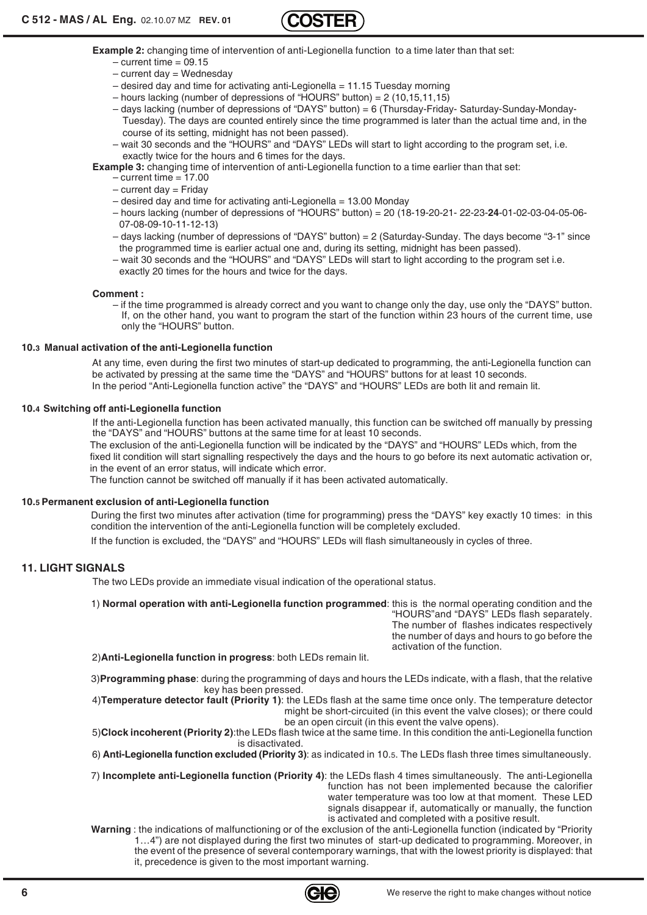**Example 2:** changing time of intervention of anti-Legionella function to a time later than that set:

- current time = 09.15
- current day = Wednesday
- desired day and time for activating anti-Legionella = 11.15 Tuesday morning
- hours lacking (number of depressions of "HOURS" button) = 2 (10,15,11,15)
- days lacking (number of depressions of "DAYS" button) = 6 (Thursday-Friday- Saturday-Sunday-Monday-Tuesday). The days are counted entirely since the time programmed is later than the actual time and, in the course of its setting, midnight has not been passed).
- wait 30 seconds and the "HOURS" and "DAYS" LEDs will start to light according to the program set, i.e. exactly twice for the hours and 6 times for the days.

**Example 3:** changing time of intervention of anti-Legionella function to a time earlier than that set:

- current time = 17.00
- current day = Friday
- desired day and time for activating anti-Legionella = 13.00 Monday
- hours lacking (number of depressions of "HOURS" button) = 20 (18-19-20-21- 22-23-**24**-01-02-03-04-05-06-07-08-09-10-11-12-13)
- days lacking (number of depressions of "DAYS" button) = 2 (Saturday-Sunday. The days become "3-1" since the programmed time is earlier actual one and, during its setting, midnight has been passed).
- wait 30 seconds and the "HOURS" and "DAYS" LEDs will start to light according to the program set i.e. exactly 20 times for the hours and twice for the days.

**Comment :**

- if the time programmed is already correct and you want to change only the day, use only the "DAYS" button. If, on the other hand, you want to program the start of the function within 23 hours of the current time, use only the "HOURS" button.

### 10.3 Manual activation of the anti-Legionella function

At any time, even during the first two minutes of start-up dedicated to programming, the anti-Legionella function can be activated by pressing at the same time the "DAYS" and "HOURS" buttons for at least 10 seconds.
In the period "Anti-Legionella function active" the "DAYS" and "HOURS" LEDs are both lit and remain lit.

### 10.4 Switching off anti-Legionella function

If the anti-Legionella function has been activated manually, this function can be switched off manually by pressing the "DAYS" and "HOURS" buttons at the same time for at least 10 seconds.
The exclusion of the anti-Legionella function will be indicated by the "DAYS" and "HOURS" LEDs which, from the fixed lit condition will start signalling respectively the days and the hours to go before its next automatic activation or, in the event of an error status, will indicate which error.
The function cannot be switched off manually if it has been activated automatically.

### 10.5 Permanent exclusion of anti-Legionella function

During the first two minutes after activation (time for programming) press the "DAYS" key exactly 10 times: in this condition the intervention of the anti-Legionella function will be completely excluded.

If the function is excluded, the "DAYS" and "HOURS" LEDs will flash simultaneously in cycles of three.

## 11. LIGHT SIGNALS

The two LEDs provide an immediate visual indication of the operational status.

1) **Normal operation with anti-Legionella function programmed**: this is the normal operating condition and the "HOURS"and "DAYS" LEDs flash separately. The number of flashes indicates respectively the number of days and hours to go before the activation of the function.

2) **Anti-Legionella function in progress**: both LEDs remain lit.

3) **Programming phase**: during the programming of days and hours the LEDs indicate, with a flash, that the relative key has been pressed.

4) **Temperature detector fault (Priority 1)**: the LEDs flash at the same time once only. The temperature detector might be short-circuited (in this event the valve closes); or there could be an open circuit (in this event the valve opens).

5) **Clock incoherent (Priority 2)**: the LEDs flash twice at the same time. In this condition the anti-Legionella function is disactivated.

6) **Anti-Legionella function excluded (Priority 3)**: as indicated in 10.5. The LEDs flash three times simultaneously.

7) **Incomplete anti-Legionella function (Priority 4)**: the LEDs flash 4 times simultaneously. The anti-Legionella function has not been implemented because the calorifier water temperature was too low at that moment. These LED signals disappear if, automatically or manually, the function is activated and completed with a positive result.

**Warning** : the indications of malfunctioning or of the exclusion of the anti-Legionella function (indicated by "Priority 1…4") are not displayed during the first two minutes of start-up dedicated to programming. Moreover, in the event of the presence of several contemporary warnings, that with the lowest priority is displayed: that it, precedence is given to the most important warning.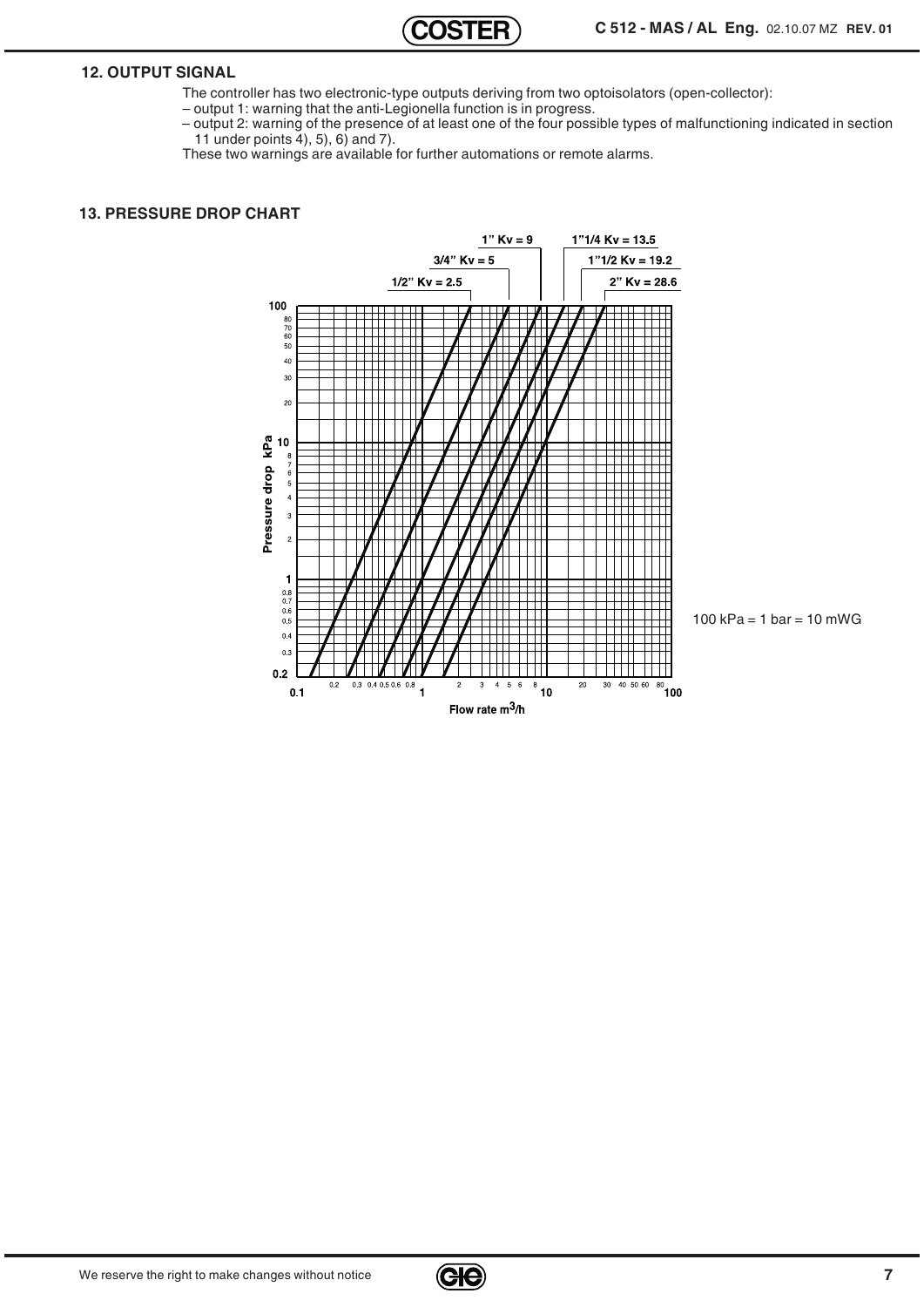## 12. OUTPUT SIGNAL

The controller has two electronic-type outputs deriving from two optoisolators (open-collector):

– output 1: warning that the anti-Legionella function is in progress.

– output 2: warning of the presence of at least one of the four possible types of malfunctioning indicated in section 11 under points 4), 5), 6) and 7).

These two warnings are available for further automations or remote alarms.

## 13. PRESSURE DROP CHART

1/2" Kv = 2.5

3/4" Kv = 5

1" Kv = 9

1"1/4 Kv = 13.5

1"1/2 Kv = 19.2

2" Kv = 28.6

Pressure drop kPa

Flow rate m$^3$/h

100 kPa = 1 bar = 10 mWG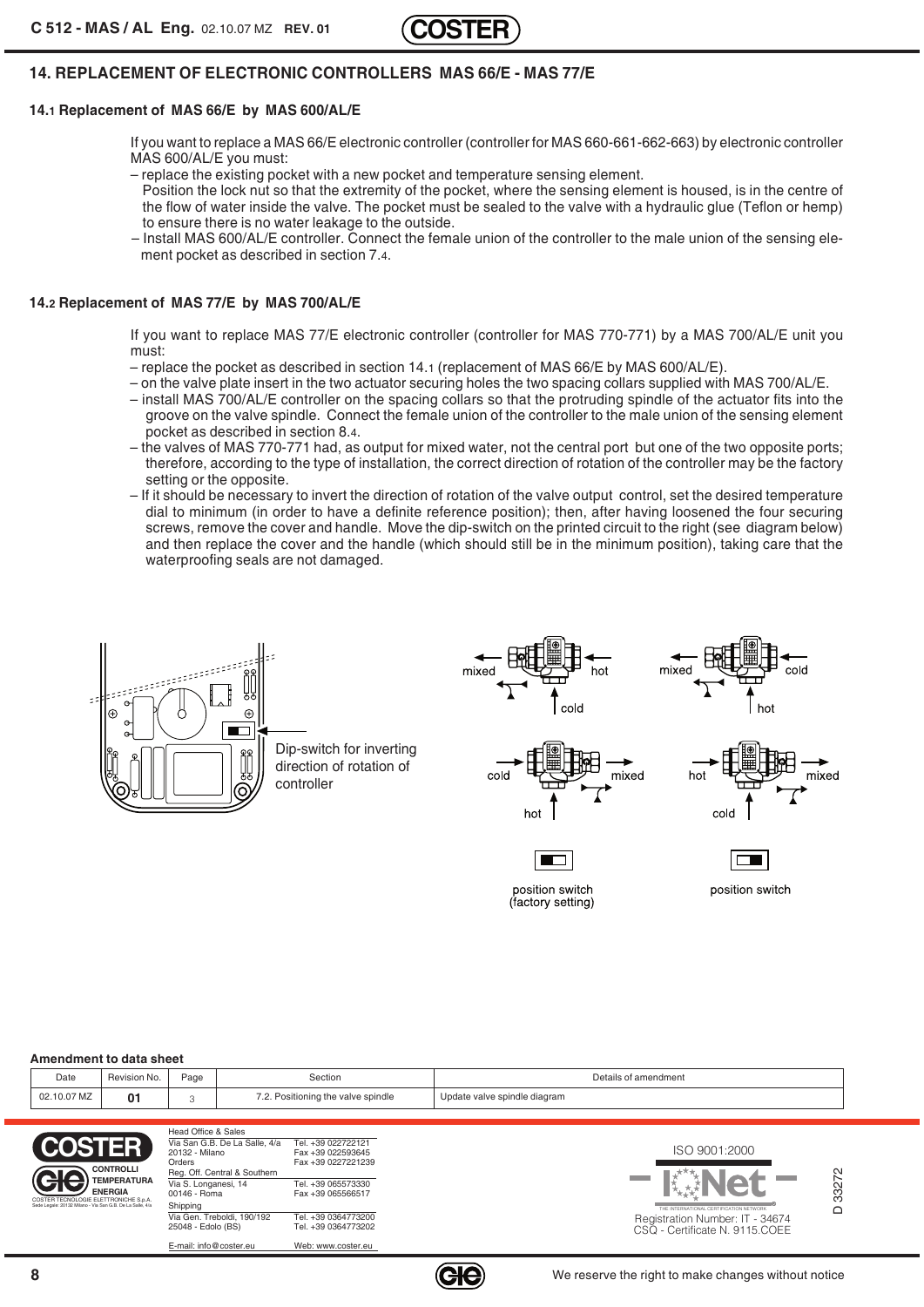## 14. REPLACEMENT OF ELECTRONIC CONTROLLERS MAS 66/E - MAS 77/E

### 14.1 Replacement of MAS 66/E by MAS 600/AL/E

If you want to replace a MAS 66/E electronic controller (controller for MAS 660-661-662-663) by electronic controller MAS 600/AL/E you must:

- replace the existing pocket with a new pocket and temperature sensing element.
  Position the lock nut so that the extremity of the pocket, where the sensing element is housed, is in the centre of the flow of water inside the valve. The pocket must be sealed to the valve with a hydraulic glue (Teflon or hemp) to ensure there is no water leakage to the outside.
- Install MAS 600/AL/E controller. Connect the female union of the controller to the male union of the sensing element pocket as described in section 7.4.

### 14.2 Replacement of MAS 77/E by MAS 700/AL/E

If you want to replace MAS 77/E electronic controller (controller for MAS 770-771) by a MAS 700/AL/E unit you must:

- replace the pocket as described in section 14.1 (replacement of MAS 66/E by MAS 600/AL/E).
- on the valve plate insert in the two actuator securing holes the two spacing collars supplied with MAS 700/AL/E.
- install MAS 700/AL/E controller on the spacing collars so that the protruding spindle of the actuator fits into the groove on the valve spindle. Connect the female union of the controller to the male union of the sensing element pocket as described in section 8.4.
- the valves of MAS 770-771 had, as output for mixed water, not the central port but one of the two opposite ports; therefore, according to the type of installation, the correct direction of rotation of the controller may be the factory setting or the opposite.
- If it should be necessary to invert the direction of rotation of the valve output control, set the desired temperature dial to minimum (in order to have a definite reference position); then, after having loosened the four securing screws, remove the cover and handle. Move the dip-switch on the printed circuit to the right (see diagram below) and then replace the cover and the handle (which should still be in the minimum position), taking care that the waterproofing seals are not damaged.

Dip-switch for inverting direction of rotation of controller

mixed hot cold
mixed cold hot
cold mixed hot
hot mixed cold

position switch (factory setting)

position switch

**Amendment to data sheet**

| Date | Revision No. | Page | Section | Details of amendment |
|---|---|---|---|---|
| 02.10.07 MZ | 01 | 3 | 7.2. Positioning the valve spindle | Update valve spindle diagram |

COSTER CONTROLLI TEMPERATURA ENERGIA
COSTER TECNOLOGIE ELETTRONICHE S.p.A.
Sede Legale: 20132 Milano - Via San G.B. De La Salle, 4/a

| | |
|---|---|
| Head Office & Sales | |
| Via San G.B. De La Salle, 4/a | Tel. +39 022722121 |
| 20132 - Milano | Fax +39 022593645 |
| Orders | Fax +39 0227221239 |
| Reg. Off. Central & Southern | |
| Via S. Longanesi, 14 | Tel. +39 065573330 |
| 00146 - Roma | Fax +39 065566517 |
| Shipping | |
| Via Gen. Treboldi, 190/192 | Tel. +39 0364773200 |
| 25048 - Edolo (BS) | Tel. +39 0364773202 |
| E-mail: info@coster.eu | Web: www.coster.eu |

ISO 9001:2000
IQNet
THE INTERNATIONAL CERTIFICATION NETWORK
Registration Number: IT - 34674
CSQ - Certificate N. 9115.COEE

D 33272

We reserve the right to make changes without notice